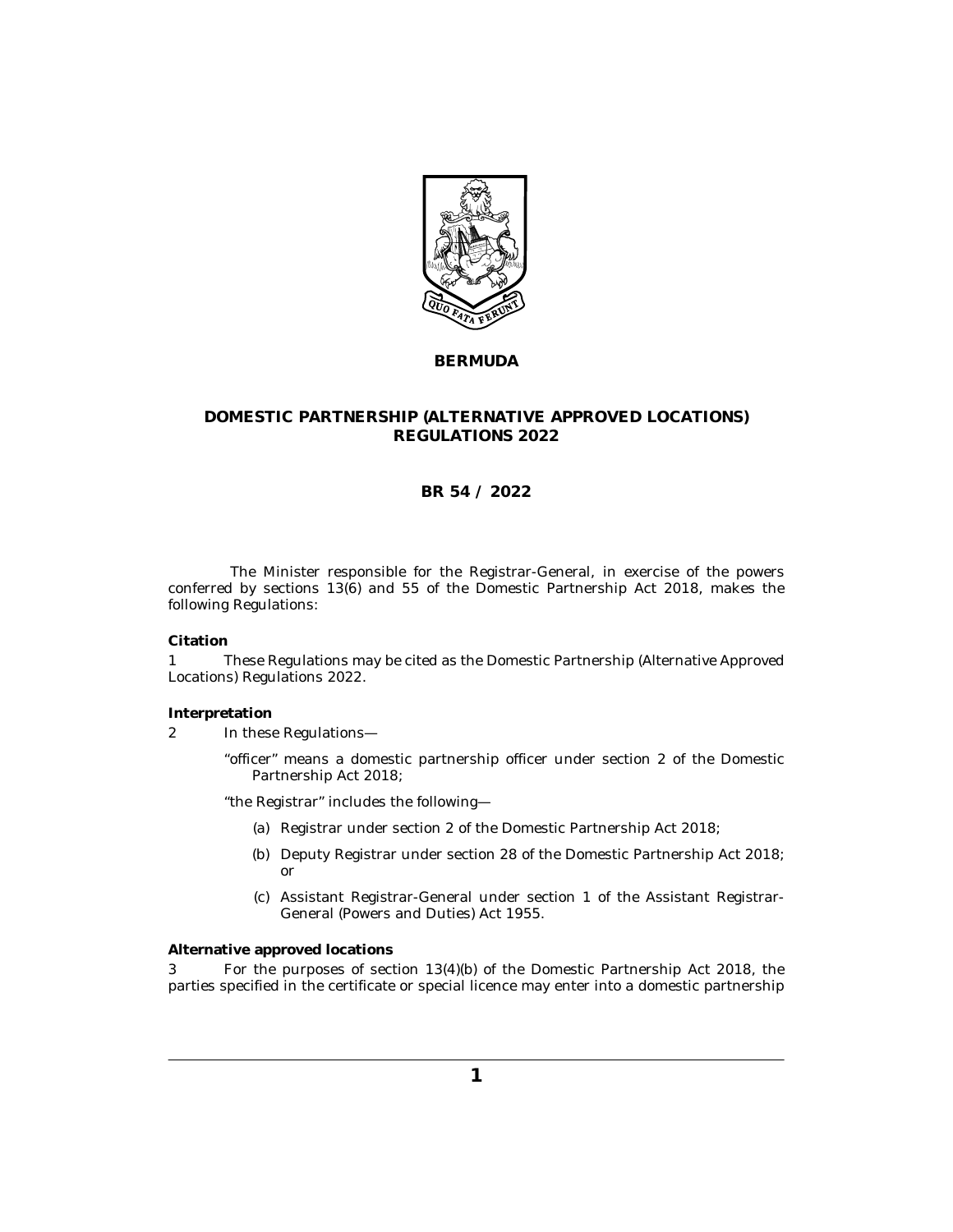# BERMUDA

## DOMESTIC PARTNERSHIP (ALTERNATIVE APPROVED LOCATIONS) REGULATIONS 2022

### BR 54 / 2022

The Minister responsible for the Registrar-General, in exercise of the powers conferred by sections 13(6) and 55 of the Domestic Partnership Act 2018, makes the following Regulations:

**Citation**

1 These Regulations may be cited as the Domestic Partnership (Alternative Approved Locations) Regulations 2022.

**Interpretation**

2 In these Regulations—

"officer" means a domestic partnership officer under section 2 of the Domestic Partnership Act 2018;

"the Registrar" includes the following—

(a) Registrar under section 2 of the Domestic Partnership Act 2018;

(b) Deputy Registrar under section 28 of the Domestic Partnership Act 2018; or

(c) Assistant Registrar-General under section 1 of the Assistant Registrar-General (Powers and Duties) Act 1955.

**Alternative approved locations**

3 For the purposes of section 13(4)(b) of the Domestic Partnership Act 2018, the parties specified in the certificate or special licence may enter into a domestic partnership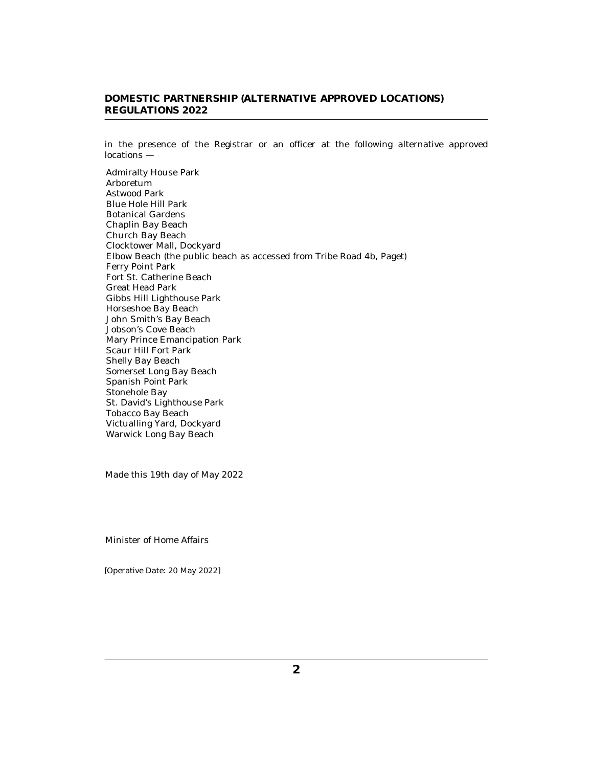in the presence of the Registrar or an officer at the following alternative approved locations —

Admiralty House Park
Arboretum
Astwood Park
Blue Hole Hill Park
Botanical Gardens
Chaplin Bay Beach
Church Bay Beach
Clocktower Mall, Dockyard
Elbow Beach (the public beach as accessed from Tribe Road 4b, Paget)
Ferry Point Park
Fort St. Catherine Beach
Great Head Park
Gibbs Hill Lighthouse Park
Horseshoe Bay Beach
John Smith's Bay Beach
Jobson's Cove Beach
Mary Prince Emancipation Park
Scaur Hill Fort Park
Shelly Bay Beach
Somerset Long Bay Beach
Spanish Point Park
Stonehole Bay
St. David's Lighthouse Park
Tobacco Bay Beach
Victualling Yard, Dockyard
Warwick Long Bay Beach

Made this 19th day of May 2022

Minister of Home Affairs

[Operative Date: 20 May 2022]